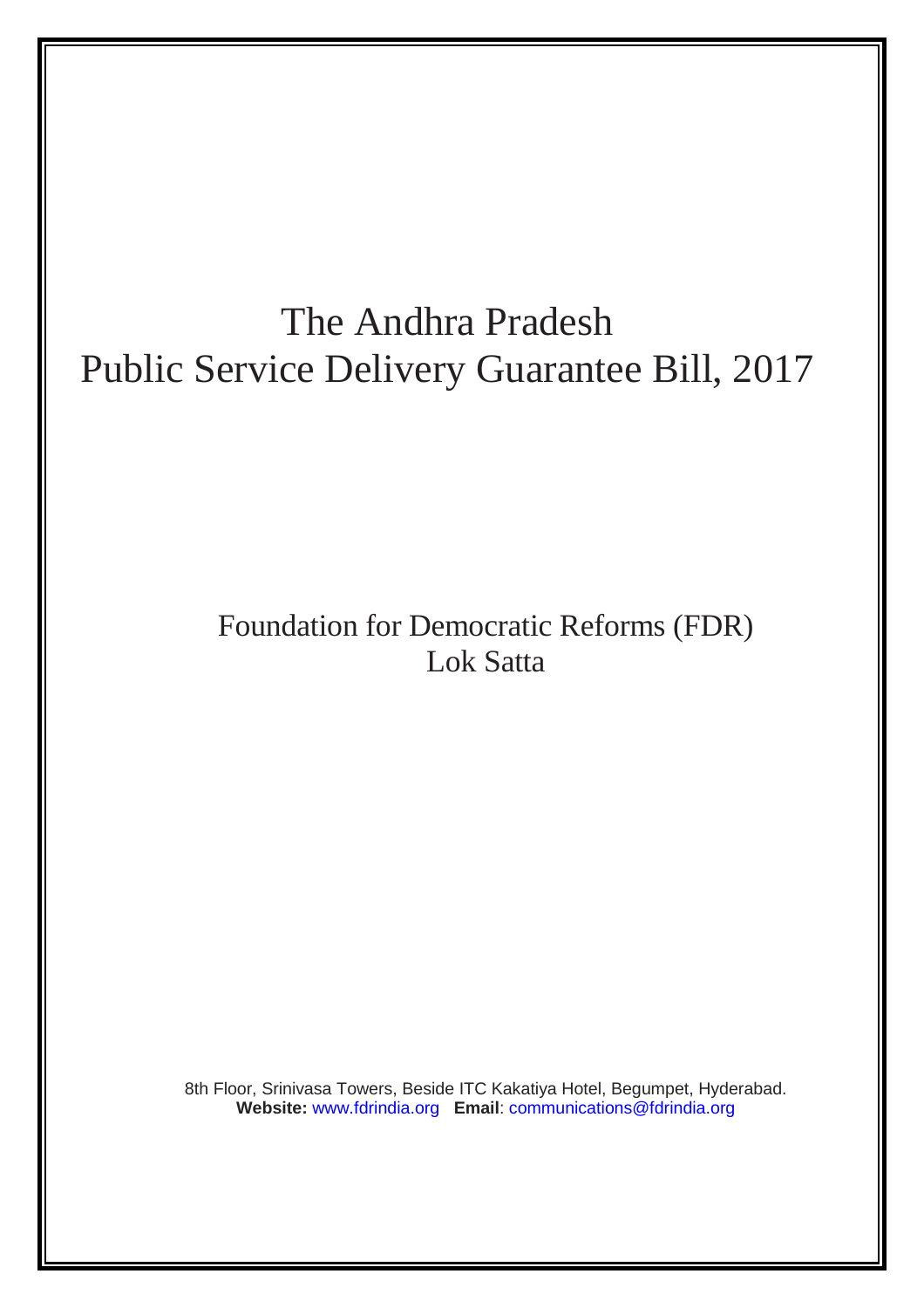# The Andhra Pradesh Public Service Delivery Guarantee Bill, 2017

Foundation for Democratic Reforms (FDR)
Lok Satta

8th Floor, Srinivasa Towers, Beside ITC Kakatiya Hotel, Begumpet, Hyderabad.
**Website:** www.fdrindia.org **Email**: communications@fdrindia.org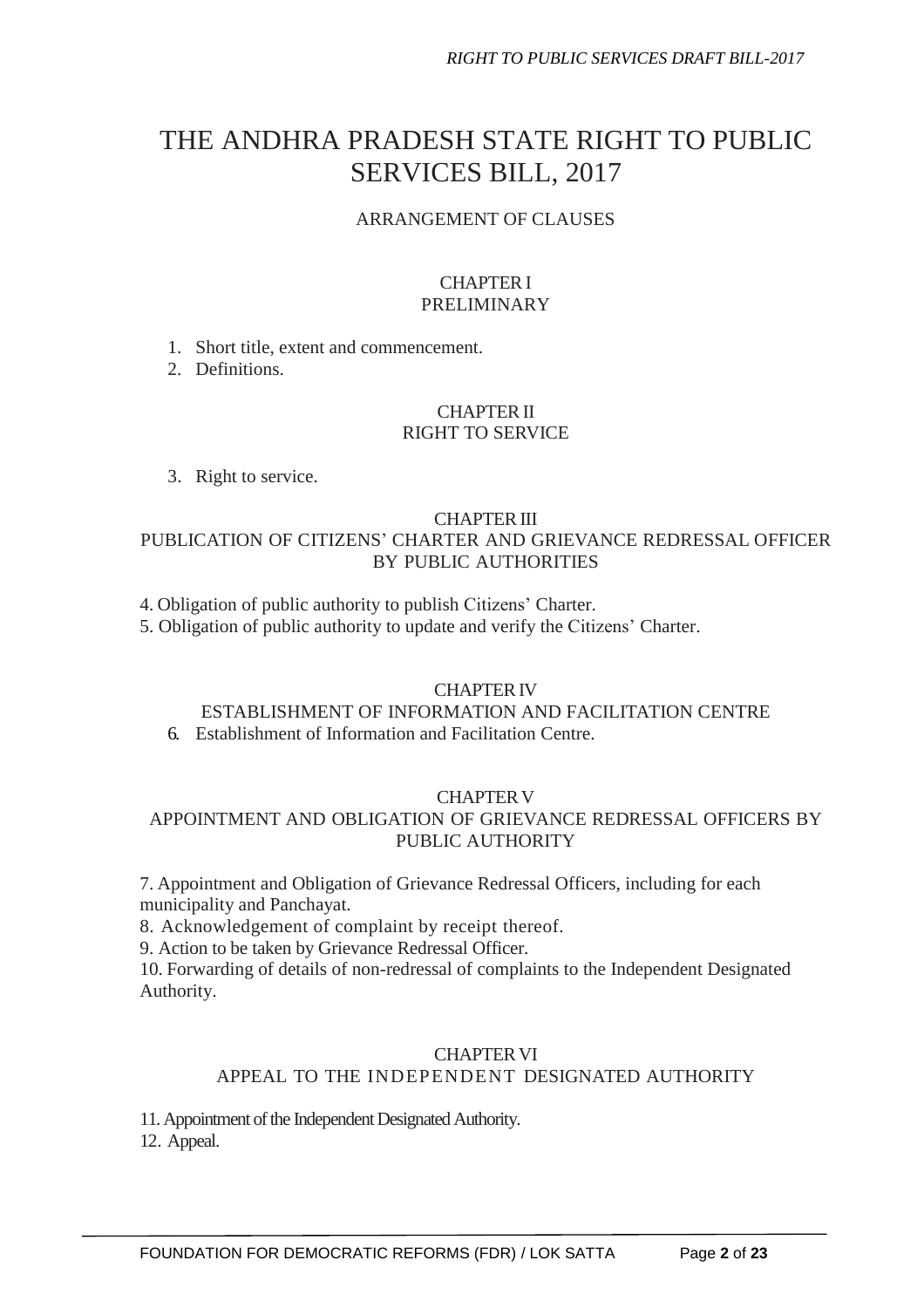# THE ANDHRA PRADESH STATE RIGHT TO PUBLIC SERVICES BILL, 2017

ARRANGEMENT OF CLAUSES

## CHAPTER I
## PRELIMINARY

1. Short title, extent and commencement.
2. Definitions.

## CHAPTER II
## RIGHT TO SERVICE

3. Right to service.

## CHAPTER III
## PUBLICATION OF CITIZENS' CHARTER AND GRIEVANCE REDRESSAL OFFICER BY PUBLIC AUTHORITIES

4. Obligation of public authority to publish Citizens' Charter.
5. Obligation of public authority to update and verify the Citizens' Charter.

## CHAPTER IV
## ESTABLISHMENT OF INFORMATION AND FACILITATION CENTRE

6. Establishment of Information and Facilitation Centre.

## CHAPTER V
## APPOINTMENT AND OBLIGATION OF GRIEVANCE REDRESSAL OFFICERS BY PUBLIC AUTHORITY

7. Appointment and Obligation of Grievance Redressal Officers, including for each municipality and Panchayat.
8. Acknowledgement of complaint by receipt thereof.
9. Action to be taken by Grievance Redressal Officer.
10. Forwarding of details of non-redressal of complaints to the Independent Designated Authority.

## CHAPTER VI
## APPEAL TO THE INDEPENDENT DESIGNATED AUTHORITY

11. Appointment of the Independent Designated Authority.
12. Appeal.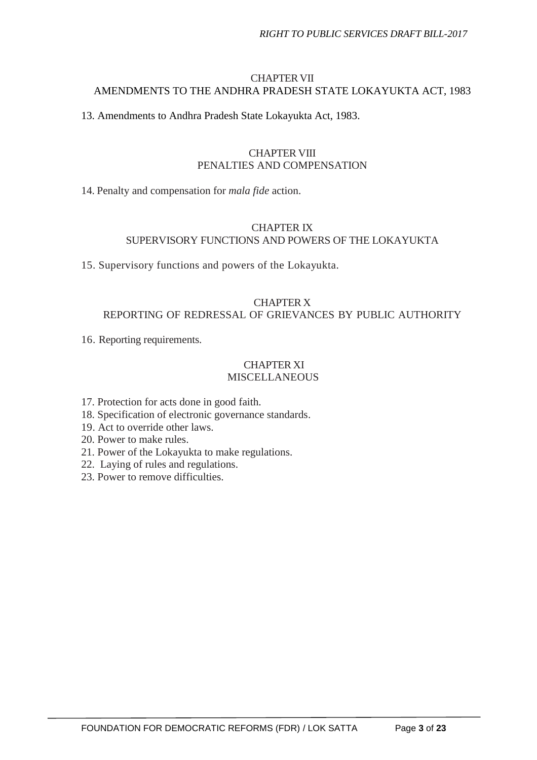## CHAPTER VII
## AMENDMENTS TO THE ANDHRA PRADESH STATE LOKAYUKTA ACT, 1983

13. Amendments to Andhra Pradesh State Lokayukta Act, 1983.

## CHAPTER VIII
## PENALTIES AND COMPENSATION

14. Penalty and compensation for *mala fide* action.

## CHAPTER IX
## SUPERVISORY FUNCTIONS AND POWERS OF THE LOKAYUKTA

15. Supervisory functions and powers of the Lokayukta.

## CHAPTER X
## REPORTING OF REDRESSAL OF GRIEVANCES BY PUBLIC AUTHORITY

16. Reporting requirements.

## CHAPTER XI
## MISCELLANEOUS

17. Protection for acts done in good faith.
18. Specification of electronic governance standards.
19. Act to override other laws.
20. Power to make rules.
21. Power of the Lokayukta to make regulations.
22. Laying of rules and regulations.
23. Power to remove difficulties.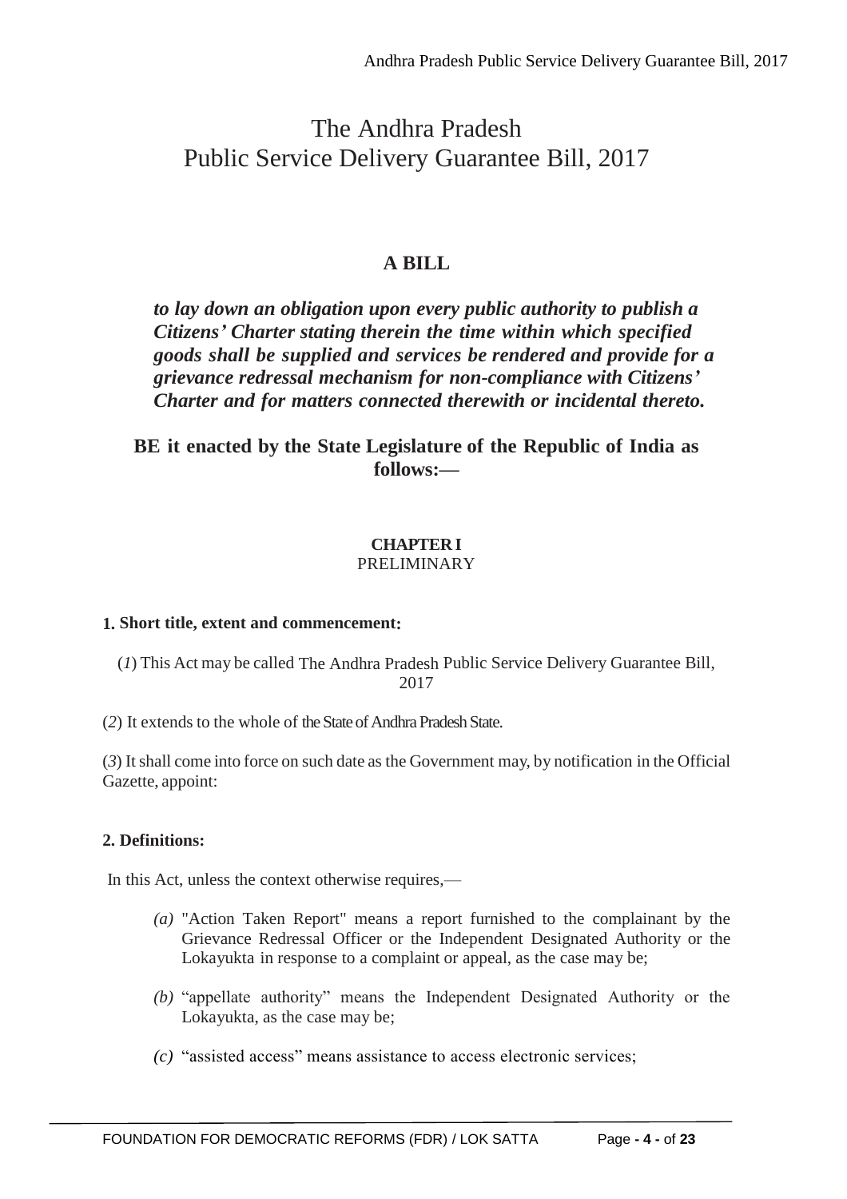# The Andhra Pradesh Public Service Delivery Guarantee Bill, 2017

## A BILL

***to lay down an obligation upon every public authority to publish a Citizens' Charter stating therein the time within which specified goods shall be supplied and services be rendered and provide for a grievance redressal mechanism for non-compliance with Citizens' Charter and for matters connected therewith or incidental thereto.***

**BE it enacted by the State Legislature of the Republic of India as follows:—**

### CHAPTER I
PRELIMINARY

**1. Short title, extent and commencement:**

(*1*) This Act may be called The Andhra Pradesh Public Service Delivery Guarantee Bill, 2017

(*2*) It extends to the whole of the State of Andhra Pradesh State.

(*3*) It shall come into force on such date as the Government may, by notification in the Official Gazette, appoint:

**2. Definitions:**

In this Act, unless the context otherwise requires,—

*(a)* "Action Taken Report" means a report furnished to the complainant by the Grievance Redressal Officer or the Independent Designated Authority or the Lokayukta in response to a complaint or appeal, as the case may be;

*(b)* "appellate authority" means the Independent Designated Authority or the Lokayukta, as the case may be;

*(c)* "assisted access" means assistance to access electronic services;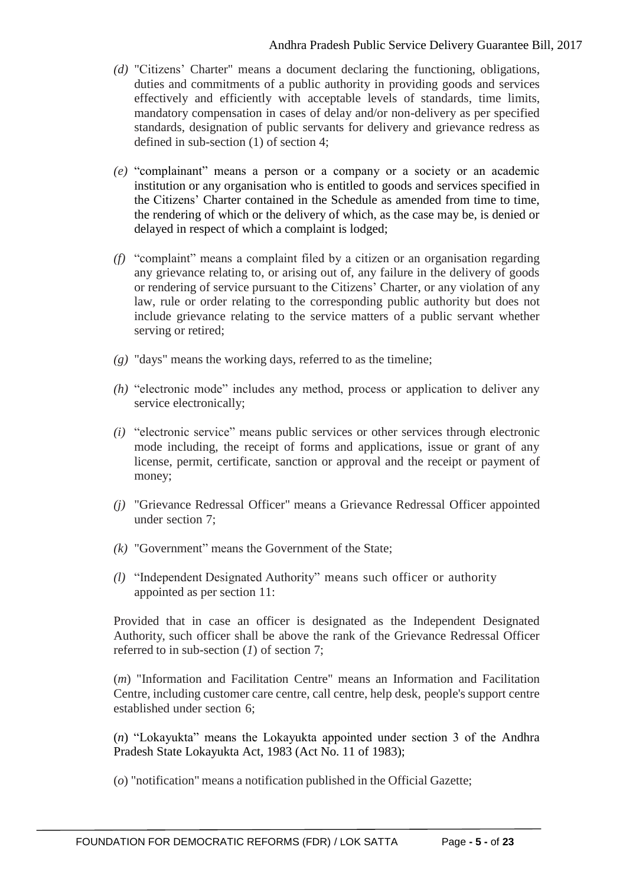*(d)* "Citizens' Charter" means a document declaring the functioning, obligations, duties and commitments of a public authority in providing goods and services effectively and efficiently with acceptable levels of standards, time limits, mandatory compensation in cases of delay and/or non-delivery as per specified standards, designation of public servants for delivery and grievance redress as defined in sub-section (1) of section 4;

*(e)* "complainant" means a person or a company or a society or an academic institution or any organisation who is entitled to goods and services specified in the Citizens' Charter contained in the Schedule as amended from time to time, the rendering of which or the delivery of which, as the case may be, is denied or delayed in respect of which a complaint is lodged;

*(f)* "complaint" means a complaint filed by a citizen or an organisation regarding any grievance relating to, or arising out of, any failure in the delivery of goods or rendering of service pursuant to the Citizens' Charter, or any violation of any law, rule or order relating to the corresponding public authority but does not include grievance relating to the service matters of a public servant whether serving or retired;

*(g)* "days" means the working days, referred to as the timeline;

*(h)* "electronic mode" includes any method, process or application to deliver any service electronically;

*(i)* "electronic service" means public services or other services through electronic mode including, the receipt of forms and applications, issue or grant of any license, permit, certificate, sanction or approval and the receipt or payment of money;

*(j)* "Grievance Redressal Officer" means a Grievance Redressal Officer appointed under section 7;

*(k)* "Government" means the Government of the State;

*(l)* "Independent Designated Authority" means such officer or authority appointed as per section 11:

Provided that in case an officer is designated as the Independent Designated Authority, such officer shall be above the rank of the Grievance Redressal Officer referred to in sub-section (*1*) of section 7;

(*m*) "Information and Facilitation Centre" means an Information and Facilitation Centre, including customer care centre, call centre, help desk, people's support centre established under section 6;

(*n*) "Lokayukta" means the Lokayukta appointed under section 3 of the Andhra Pradesh State Lokayukta Act, 1983 (Act No. 11 of 1983);

(*o*) "notification" means a notification published in the Official Gazette;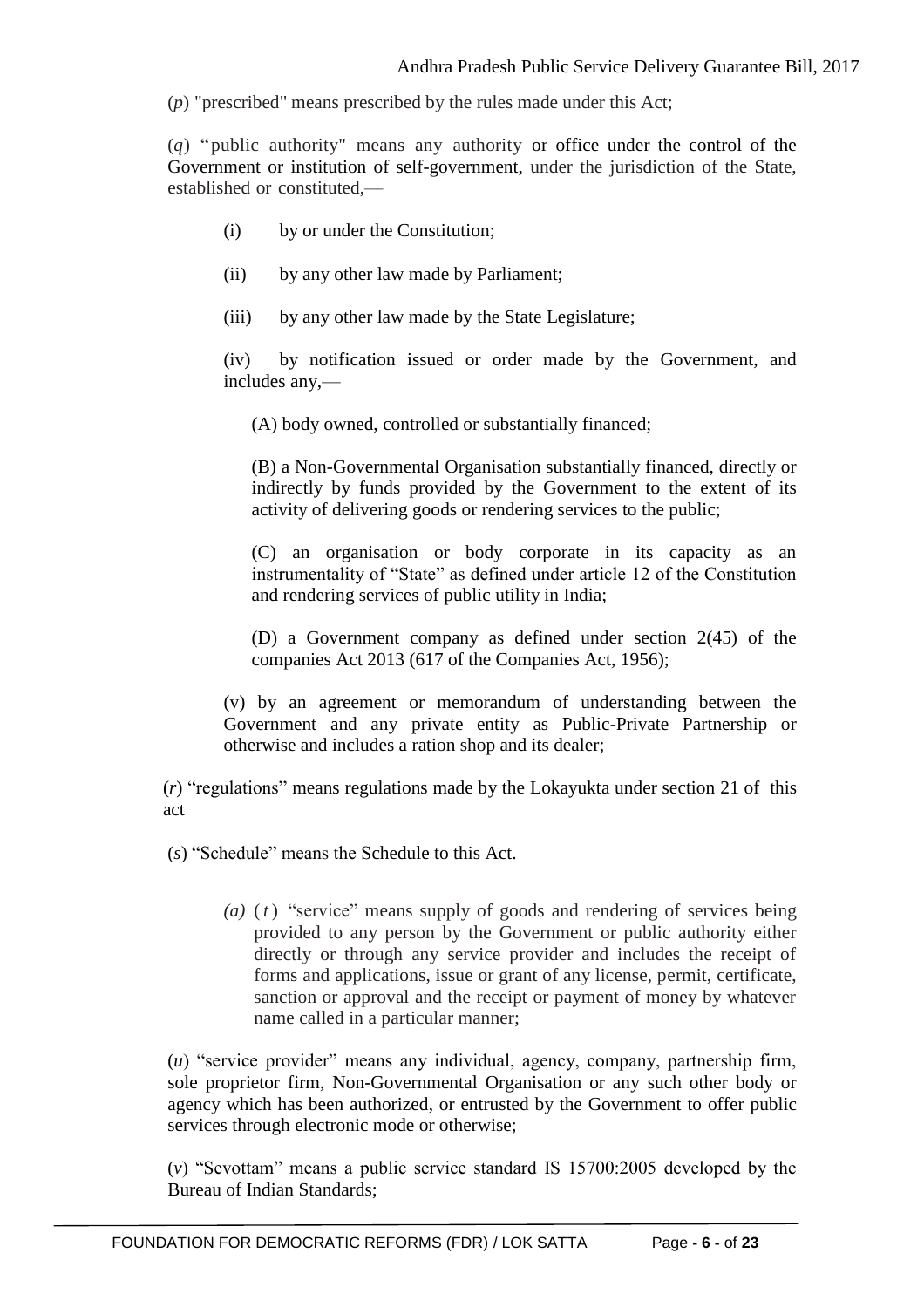(*p*) "prescribed" means prescribed by the rules made under this Act;

(*q*) "public authority" means any authority or office under the control of the Government or institution of self-government, under the jurisdiction of the State, established or constituted,—

(i) by or under the Constitution;

(ii) by any other law made by Parliament;

(iii) by any other law made by the State Legislature;

(iv) by notification issued or order made by the Government, and includes any,—

(A) body owned, controlled or substantially financed;

(B) a Non-Governmental Organisation substantially financed, directly or indirectly by funds provided by the Government to the extent of its activity of delivering goods or rendering services to the public;

(C) an organisation or body corporate in its capacity as an instrumentality of "State" as defined under article 12 of the Constitution and rendering services of public utility in India;

(D) a Government company as defined under section 2(45) of the companies Act 2013 (617 of the Companies Act, 1956);

(v) by an agreement or memorandum of understanding between the Government and any private entity as Public-Private Partnership or otherwise and includes a ration shop and its dealer;

(*r*) "regulations" means regulations made by the Lokayukta under section 21 of this act

(*s*) "Schedule" means the Schedule to this Act.

*(a)* (*t*) "service" means supply of goods and rendering of services being provided to any person by the Government or public authority either directly or through any service provider and includes the receipt of forms and applications, issue or grant of any license, permit, certificate, sanction or approval and the receipt or payment of money by whatever name called in a particular manner;

(*u*) "service provider" means any individual, agency, company, partnership firm, sole proprietor firm, Non-Governmental Organisation or any such other body or agency which has been authorized, or entrusted by the Government to offer public services through electronic mode or otherwise;

(*v*) "Sevottam" means a public service standard IS 15700:2005 developed by the Bureau of Indian Standards;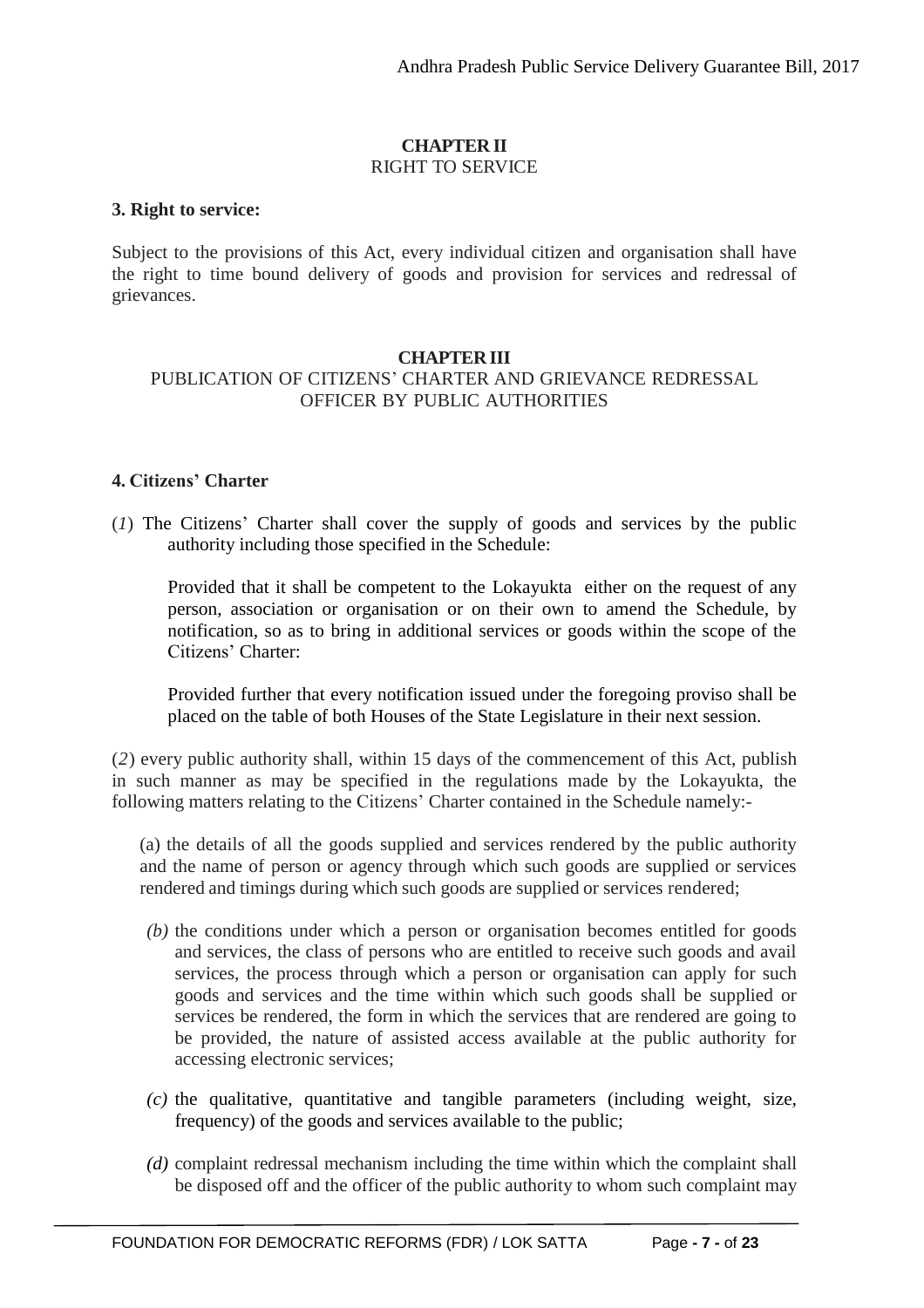## CHAPTER II
RIGHT TO SERVICE

**3. Right to service:**

Subject to the provisions of this Act, every individual citizen and organisation shall have the right to time bound delivery of goods and provision for services and redressal of grievances.

## CHAPTER III
PUBLICATION OF CITIZENS' CHARTER AND GRIEVANCE REDRESSAL OFFICER BY PUBLIC AUTHORITIES

**4. Citizens' Charter**

(*1*) The Citizens' Charter shall cover the supply of goods and services by the public authority including those specified in the Schedule:

Provided that it shall be competent to the Lokayukta either on the request of any person, association or organisation or on their own to amend the Schedule, by notification, so as to bring in additional services or goods within the scope of the Citizens' Charter:

Provided further that every notification issued under the foregoing proviso shall be placed on the table of both Houses of the State Legislature in their next session.

(*2*) every public authority shall, within 15 days of the commencement of this Act, publish in such manner as may be specified in the regulations made by the Lokayukta, the following matters relating to the Citizens' Charter contained in the Schedule namely:-

(a) the details of all the goods supplied and services rendered by the public authority and the name of person or agency through which such goods are supplied or services rendered and timings during which such goods are supplied or services rendered;

*(b)* the conditions under which a person or organisation becomes entitled for goods and services, the class of persons who are entitled to receive such goods and avail services, the process through which a person or organisation can apply for such goods and services and the time within which such goods shall be supplied or services be rendered, the form in which the services that are rendered are going to be provided, the nature of assisted access available at the public authority for accessing electronic services;

*(c)* the qualitative, quantitative and tangible parameters (including weight, size, frequency) of the goods and services available to the public;

*(d)* complaint redressal mechanism including the time within which the complaint shall be disposed off and the officer of the public authority to whom such complaint may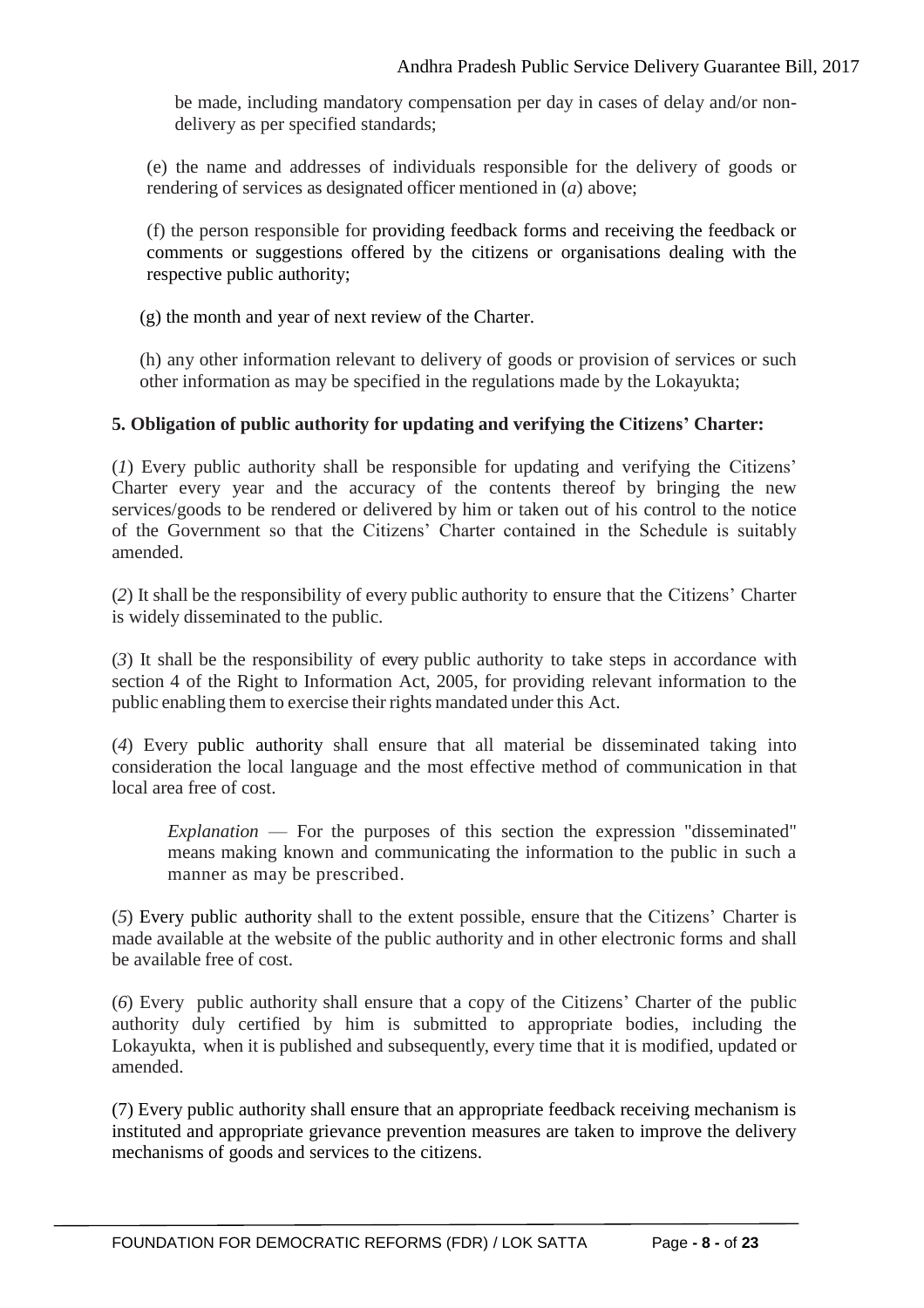be made, including mandatory compensation per day in cases of delay and/or non-delivery as per specified standards;

(e) the name and addresses of individuals responsible for the delivery of goods or rendering of services as designated officer mentioned in (*a*) above;

(f) the person responsible for providing feedback forms and receiving the feedback or comments or suggestions offered by the citizens or organisations dealing with the respective public authority;

(g) the month and year of next review of the Charter.

(h) any other information relevant to delivery of goods or provision of services or such other information as may be specified in the regulations made by the Lokayukta;

**5. Obligation of public authority for updating and verifying the Citizens' Charter:**

(*1*) Every public authority shall be responsible for updating and verifying the Citizens' Charter every year and the accuracy of the contents thereof by bringing the new services/goods to be rendered or delivered by him or taken out of his control to the notice of the Government so that the Citizens' Charter contained in the Schedule is suitably amended.

(*2*) It shall be the responsibility of every public authority to ensure that the Citizens' Charter is widely disseminated to the public.

(*3*) It shall be the responsibility of every public authority to take steps in accordance with section 4 of the Right to Information Act, 2005, for providing relevant information to the public enabling them to exercise their rights mandated under this Act.

(*4*) Every public authority shall ensure that all material be disseminated taking into consideration the local language and the most effective method of communication in that local area free of cost.

*Explanation* — For the purposes of this section the expression "disseminated" means making known and communicating the information to the public in such a manner as may be prescribed.

(*5*) Every public authority shall to the extent possible, ensure that the Citizens' Charter is made available at the website of the public authority and in other electronic forms and shall be available free of cost.

(*6*) Every public authority shall ensure that a copy of the Citizens' Charter of the public authority duly certified by him is submitted to appropriate bodies, including the Lokayukta, when it is published and subsequently, every time that it is modified, updated or amended.

(7) Every public authority shall ensure that an appropriate feedback receiving mechanism is instituted and appropriate grievance prevention measures are taken to improve the delivery mechanisms of goods and services to the citizens.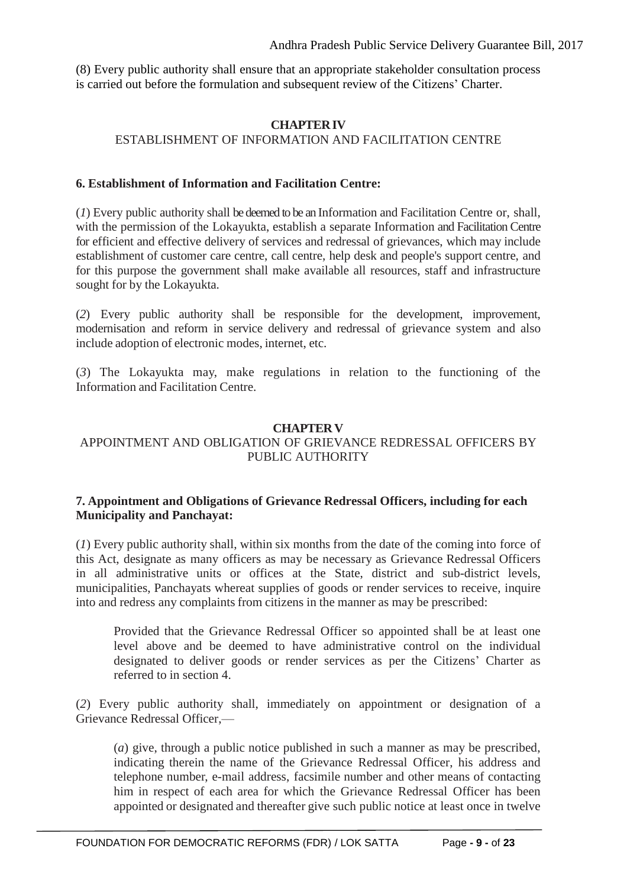(8) Every public authority shall ensure that an appropriate stakeholder consultation process is carried out before the formulation and subsequent review of the Citizens' Charter.

## CHAPTER IV

## ESTABLISHMENT OF INFORMATION AND FACILITATION CENTRE

### 6. Establishment of Information and Facilitation Centre:

(*1*) Every public authority shall be deemed to be an Information and Facilitation Centre or, shall, with the permission of the Lokayukta, establish a separate Information and Facilitation Centre for efficient and effective delivery of services and redressal of grievances, which may include establishment of customer care centre, call centre, help desk and people's support centre, and for this purpose the government shall make available all resources, staff and infrastructure sought for by the Lokayukta.

(*2*) Every public authority shall be responsible for the development, improvement, modernisation and reform in service delivery and redressal of grievance system and also include adoption of electronic modes, internet, etc.

(*3*) The Lokayukta may, make regulations in relation to the functioning of the Information and Facilitation Centre.

## CHAPTER V

## APPOINTMENT AND OBLIGATION OF GRIEVANCE REDRESSAL OFFICERS BY PUBLIC AUTHORITY

### 7. Appointment and Obligations of Grievance Redressal Officers, including for each Municipality and Panchayat:

(*1*) Every public authority shall, within six months from the date of the coming into force of this Act, designate as many officers as may be necessary as Grievance Redressal Officers in all administrative units or offices at the State, district and sub-district levels, municipalities, Panchayats whereat supplies of goods or render services to receive, inquire into and redress any complaints from citizens in the manner as may be prescribed:

> Provided that the Grievance Redressal Officer so appointed shall be at least one level above and be deemed to have administrative control on the individual designated to deliver goods or render services as per the Citizens' Charter as referred to in section 4.

(*2*) Every public authority shall, immediately on appointment or designation of a Grievance Redressal Officer,—

> (*a*) give, through a public notice published in such a manner as may be prescribed, indicating therein the name of the Grievance Redressal Officer, his address and telephone number, e-mail address, facsimile number and other means of contacting him in respect of each area for which the Grievance Redressal Officer has been appointed or designated and thereafter give such public notice at least once in twelve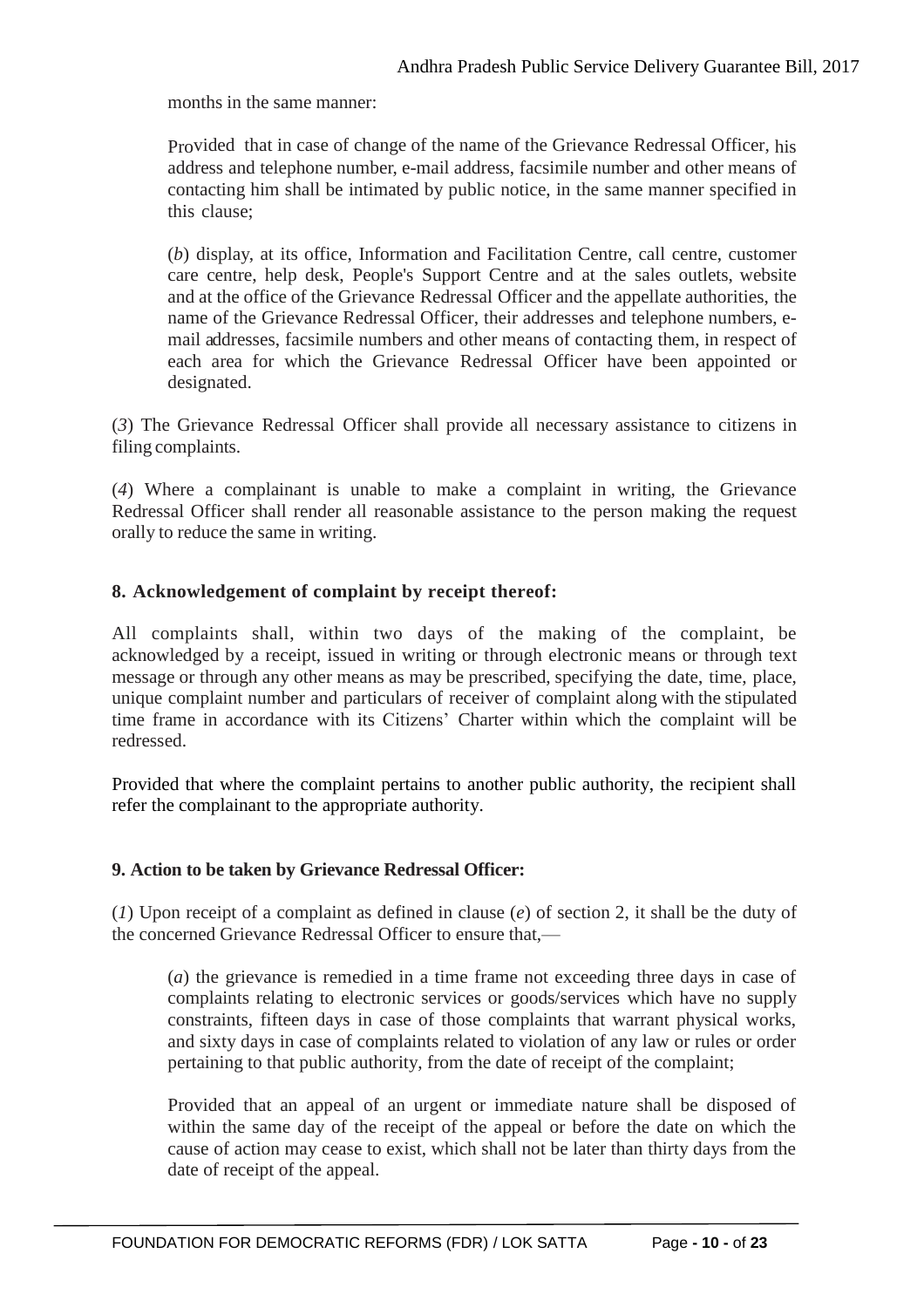months in the same manner:

Provided that in case of change of the name of the Grievance Redressal Officer, his address and telephone number, e-mail address, facsimile number and other means of contacting him shall be intimated by public notice, in the same manner specified in this clause;

(*b*) display, at its office, Information and Facilitation Centre, call centre, customer care centre, help desk, People's Support Centre and at the sales outlets, website and at the office of the Grievance Redressal Officer and the appellate authorities, the name of the Grievance Redressal Officer, their addresses and telephone numbers, e-mail addresses, facsimile numbers and other means of contacting them, in respect of each area for which the Grievance Redressal Officer have been appointed or designated.

(*3*) The Grievance Redressal Officer shall provide all necessary assistance to citizens in filing complaints.

(*4*) Where a complainant is unable to make a complaint in writing, the Grievance Redressal Officer shall render all reasonable assistance to the person making the request orally to reduce the same in writing.

**8. Acknowledgement of complaint by receipt thereof:**

All complaints shall, within two days of the making of the complaint, be acknowledged by a receipt, issued in writing or through electronic means or through text message or through any other means as may be prescribed, specifying the date, time, place, unique complaint number and particulars of receiver of complaint along with the stipulated time frame in accordance with its Citizens' Charter within which the complaint will be redressed.

Provided that where the complaint pertains to another public authority, the recipient shall refer the complainant to the appropriate authority.

**9. Action to be taken by Grievance Redressal Officer:**

(*1*) Upon receipt of a complaint as defined in clause (*e*) of section 2, it shall be the duty of the concerned Grievance Redressal Officer to ensure that,—

(*a*) the grievance is remedied in a time frame not exceeding three days in case of complaints relating to electronic services or goods/services which have no supply constraints, fifteen days in case of those complaints that warrant physical works, and sixty days in case of complaints related to violation of any law or rules or order pertaining to that public authority, from the date of receipt of the complaint;

Provided that an appeal of an urgent or immediate nature shall be disposed of within the same day of the receipt of the appeal or before the date on which the cause of action may cease to exist, which shall not be later than thirty days from the date of receipt of the appeal.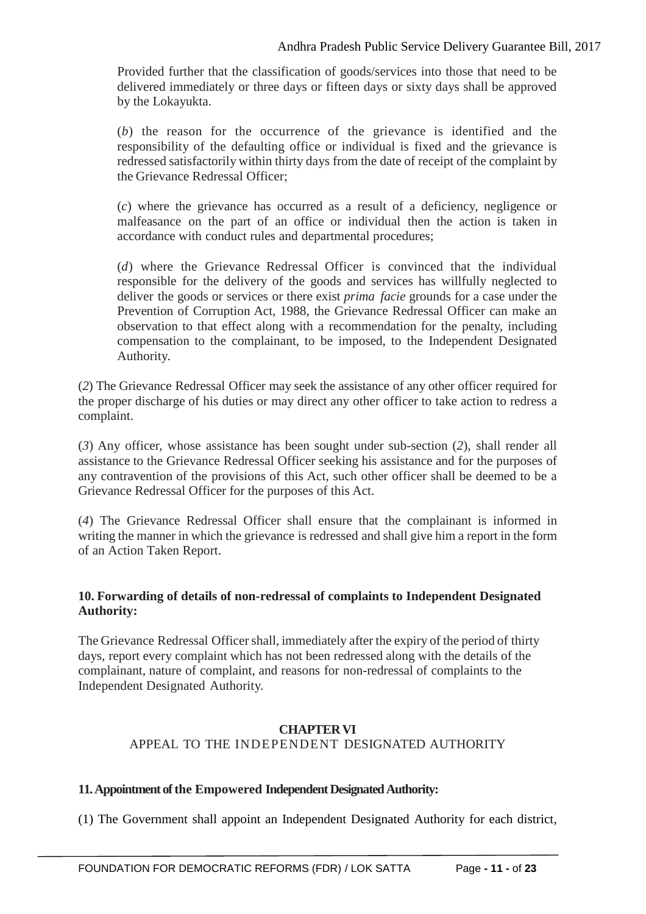Provided further that the classification of goods/services into those that need to be delivered immediately or three days or fifteen days or sixty days shall be approved by the Lokayukta.

(*b*) the reason for the occurrence of the grievance is identified and the responsibility of the defaulting office or individual is fixed and the grievance is redressed satisfactorily within thirty days from the date of receipt of the complaint by the Grievance Redressal Officer;

(*c*) where the grievance has occurred as a result of a deficiency, negligence or malfeasance on the part of an office or individual then the action is taken in accordance with conduct rules and departmental procedures;

(*d*) where the Grievance Redressal Officer is convinced that the individual responsible for the delivery of the goods and services has willfully neglected to deliver the goods or services or there exist *prima facie* grounds for a case under the Prevention of Corruption Act, 1988, the Grievance Redressal Officer can make an observation to that effect along with a recommendation for the penalty, including compensation to the complainant, to be imposed, to the Independent Designated Authority.

(*2*) The Grievance Redressal Officer may seek the assistance of any other officer required for the proper discharge of his duties or may direct any other officer to take action to redress a complaint.

(*3*) Any officer, whose assistance has been sought under sub-section (*2*), shall render all assistance to the Grievance Redressal Officer seeking his assistance and for the purposes of any contravention of the provisions of this Act, such other officer shall be deemed to be a Grievance Redressal Officer for the purposes of this Act.

(*4*) The Grievance Redressal Officer shall ensure that the complainant is informed in writing the manner in which the grievance is redressed and shall give him a report in the form of an Action Taken Report.

**10. Forwarding of details of non-redressal of complaints to Independent Designated Authority:**

The Grievance Redressal Officer shall, immediately after the expiry of the period of thirty days, report every complaint which has not been redressed along with the details of the complainant, nature of complaint, and reasons for non-redressal of complaints to the Independent Designated Authority.

## CHAPTER VI
## APPEAL TO THE INDEPENDENT DESIGNATED AUTHORITY

**11. Appointment of the Empowered Independent Designated Authority:**

(1) The Government shall appoint an Independent Designated Authority for each district,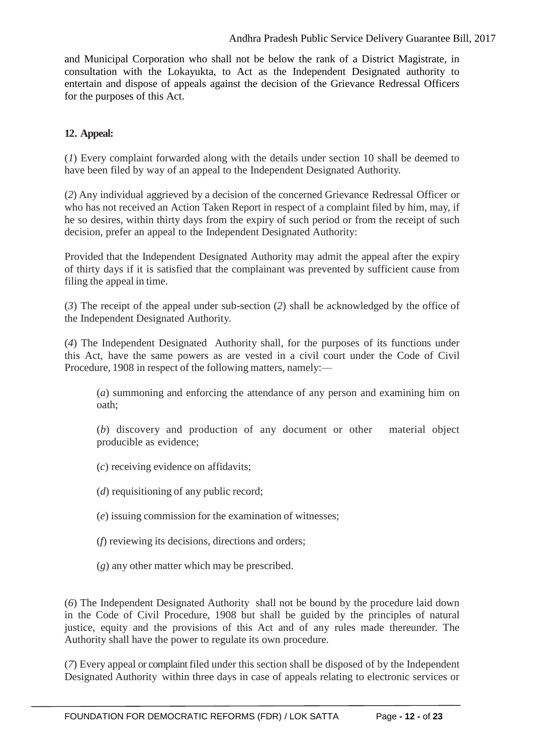and Municipal Corporation who shall not be below the rank of a District Magistrate, in consultation with the Lokayukta, to Act as the Independent Designated authority to entertain and dispose of appeals against the decision of the Grievance Redressal Officers for the purposes of this Act.

**12. Appeal:**

(*1*) Every complaint forwarded along with the details under section 10 shall be deemed to have been filed by way of an appeal to the Independent Designated Authority.

(*2*) Any individual aggrieved by a decision of the concerned Grievance Redressal Officer or who has not received an Action Taken Report in respect of a complaint filed by him, may, if he so desires, within thirty days from the expiry of such period or from the receipt of such decision, prefer an appeal to the Independent Designated Authority:

Provided that the Independent Designated Authority may admit the appeal after the expiry of thirty days if it is satisfied that the complainant was prevented by sufficient cause from filing the appeal in time.

(*3*) The receipt of the appeal under sub-section (*2*) shall be acknowledged by the office of the Independent Designated Authority.

(*4*) The Independent Designated Authority shall, for the purposes of its functions under this Act, have the same powers as are vested in a civil court under the Code of Civil Procedure, 1908 in respect of the following matters, namely:—

(*a*) summoning and enforcing the attendance of any person and examining him on oath;

(*b*) discovery and production of any document or other material object producible as evidence;

(*c*) receiving evidence on affidavits;

(*d*) requisitioning of any public record;

(*e*) issuing commission for the examination of witnesses;

(*f*) reviewing its decisions, directions and orders;

(*g*) any other matter which may be prescribed.

(*6*) The Independent Designated Authority shall not be bound by the procedure laid down in the Code of Civil Procedure, 1908 but shall be guided by the principles of natural justice, equity and the provisions of this Act and of any rules made thereunder. The Authority shall have the power to regulate its own procedure.

(*7*) Every appeal or complaint filed under this section shall be disposed of by the Independent Designated Authority within three days in case of appeals relating to electronic services or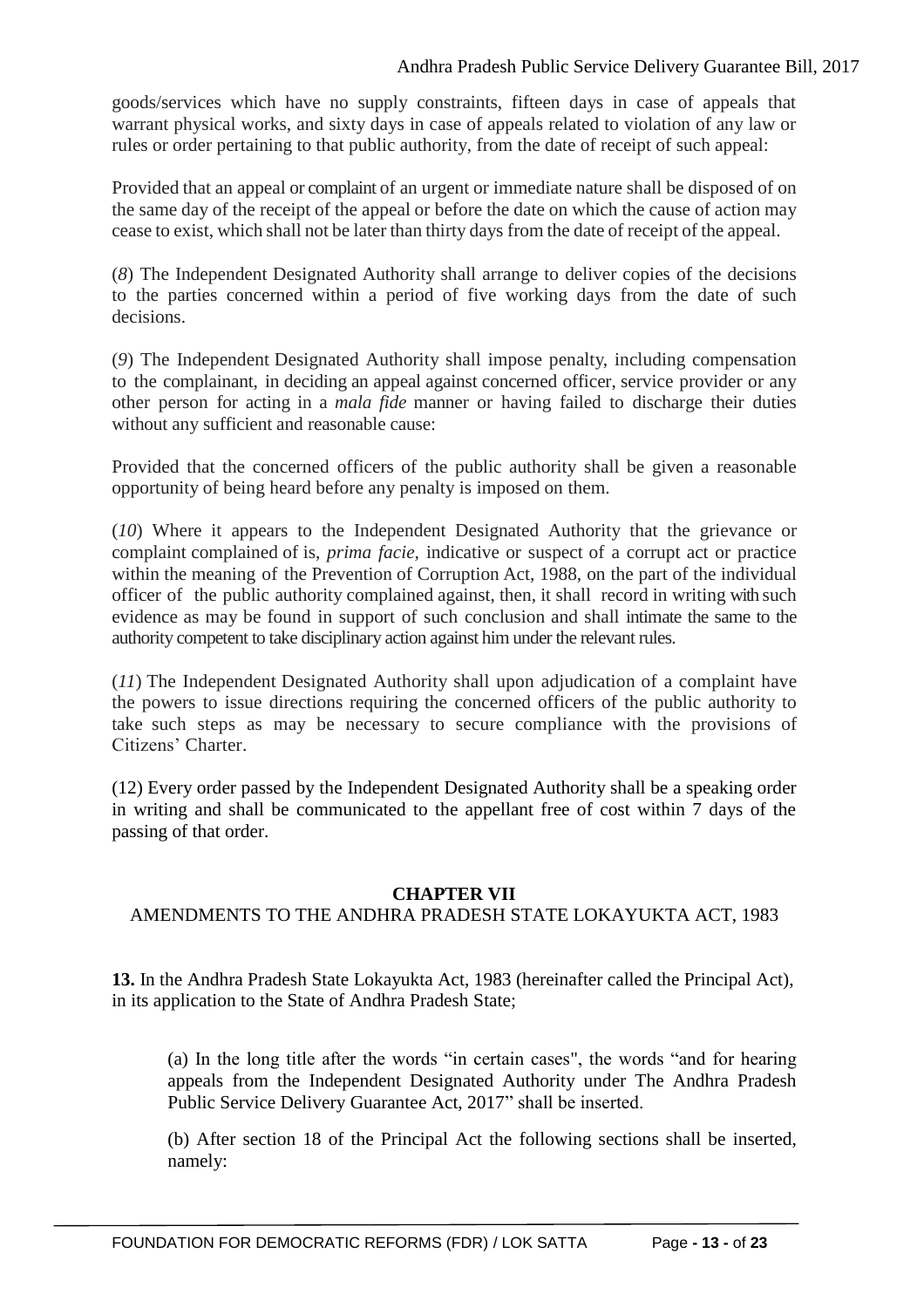goods/services which have no supply constraints, fifteen days in case of appeals that warrant physical works, and sixty days in case of appeals related to violation of any law or rules or order pertaining to that public authority, from the date of receipt of such appeal:

Provided that an appeal or complaint of an urgent or immediate nature shall be disposed of on the same day of the receipt of the appeal or before the date on which the cause of action may cease to exist, which shall not be later than thirty days from the date of receipt of the appeal.

(*8*) The Independent Designated Authority shall arrange to deliver copies of the decisions to the parties concerned within a period of five working days from the date of such decisions.

(*9*) The Independent Designated Authority shall impose penalty, including compensation to the complainant, in deciding an appeal against concerned officer, service provider or any other person for acting in a *mala fide* manner or having failed to discharge their duties without any sufficient and reasonable cause:

Provided that the concerned officers of the public authority shall be given a reasonable opportunity of being heard before any penalty is imposed on them.

(*10*) Where it appears to the Independent Designated Authority that the grievance or complaint complained of is, *prima facie*, indicative or suspect of a corrupt act or practice within the meaning of the Prevention of Corruption Act, 1988, on the part of the individual officer of the public authority complained against, then, it shall record in writing with such evidence as may be found in support of such conclusion and shall intimate the same to the authority competent to take disciplinary action against him under the relevant rules.

(*11*) The Independent Designated Authority shall upon adjudication of a complaint have the powers to issue directions requiring the concerned officers of the public authority to take such steps as may be necessary to secure compliance with the provisions of Citizens' Charter.

(12) Every order passed by the Independent Designated Authority shall be a speaking order in writing and shall be communicated to the appellant free of cost within 7 days of the passing of that order.

## CHAPTER VII

### AMENDMENTS TO THE ANDHRA PRADESH STATE LOKAYUKTA ACT, 1983

**13.** In the Andhra Pradesh State Lokayukta Act, 1983 (hereinafter called the Principal Act), in its application to the State of Andhra Pradesh State;

(a) In the long title after the words "in certain cases", the words "and for hearing appeals from the Independent Designated Authority under The Andhra Pradesh Public Service Delivery Guarantee Act, 2017" shall be inserted.

(b) After section 18 of the Principal Act the following sections shall be inserted, namely: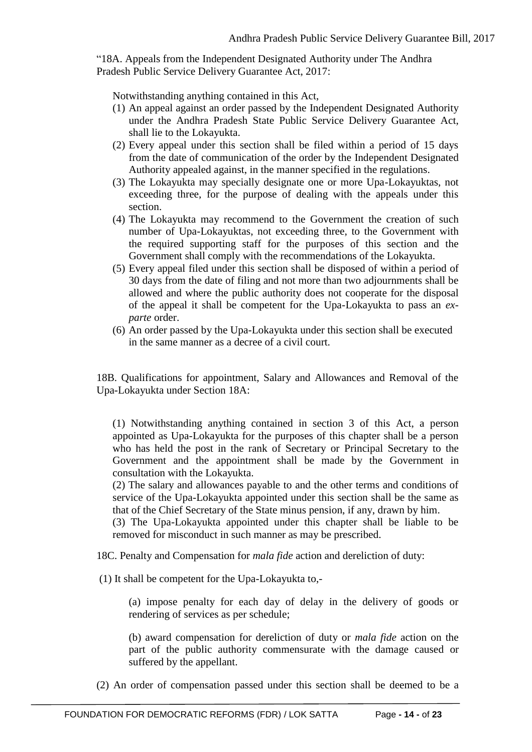"18A. Appeals from the Independent Designated Authority under The Andhra Pradesh Public Service Delivery Guarantee Act, 2017:

Notwithstanding anything contained in this Act,

(1) An appeal against an order passed by the Independent Designated Authority under the Andhra Pradesh State Public Service Delivery Guarantee Act, shall lie to the Lokayukta.
(2) Every appeal under this section shall be filed within a period of 15 days from the date of communication of the order by the Independent Designated Authority appealed against, in the manner specified in the regulations.
(3) The Lokayukta may specially designate one or more Upa-Lokayuktas, not exceeding three, for the purpose of dealing with the appeals under this section.
(4) The Lokayukta may recommend to the Government the creation of such number of Upa-Lokayuktas, not exceeding three, to the Government with the required supporting staff for the purposes of this section and the Government shall comply with the recommendations of the Lokayukta.
(5) Every appeal filed under this section shall be disposed of within a period of 30 days from the date of filing and not more than two adjournments shall be allowed and where the public authority does not cooperate for the disposal of the appeal it shall be competent for the Upa-Lokayukta to pass an *ex-parte* order.
(6) An order passed by the Upa-Lokayukta under this section shall be executed in the same manner as a decree of a civil court.

18B. Qualifications for appointment, Salary and Allowances and Removal of the Upa-Lokayukta under Section 18A:

(1) Notwithstanding anything contained in section 3 of this Act, a person appointed as Upa-Lokayukta for the purposes of this chapter shall be a person who has held the post in the rank of Secretary or Principal Secretary to the Government and the appointment shall be made by the Government in consultation with the Lokayukta.
(2) The salary and allowances payable to and the other terms and conditions of service of the Upa-Lokayukta appointed under this section shall be the same as that of the Chief Secretary of the State minus pension, if any, drawn by him.
(3) The Upa-Lokayukta appointed under this chapter shall be liable to be removed for misconduct in such manner as may be prescribed.

18C. Penalty and Compensation for *mala fide* action and dereliction of duty:

(1) It shall be competent for the Upa-Lokayukta to,-

(a) impose penalty for each day of delay in the delivery of goods or rendering of services as per schedule;

(b) award compensation for dereliction of duty or *mala fide* action on the part of the public authority commensurate with the damage caused or suffered by the appellant.

(2) An order of compensation passed under this section shall be deemed to be a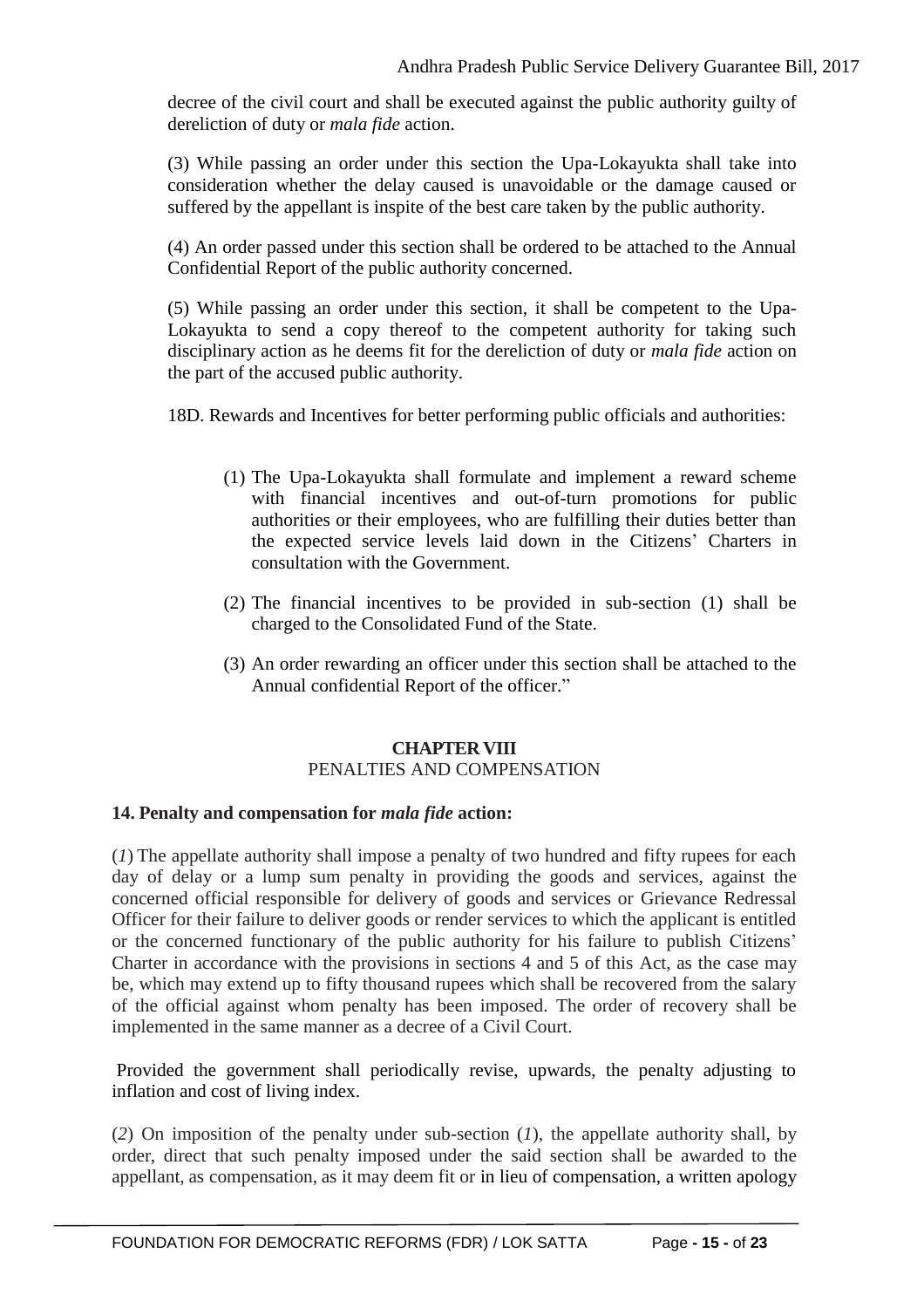decree of the civil court and shall be executed against the public authority guilty of dereliction of duty or *mala fide* action.

(3) While passing an order under this section the Upa-Lokayukta shall take into consideration whether the delay caused is unavoidable or the damage caused or suffered by the appellant is inspite of the best care taken by the public authority.

(4) An order passed under this section shall be ordered to be attached to the Annual Confidential Report of the public authority concerned.

(5) While passing an order under this section, it shall be competent to the Upa-Lokayukta to send a copy thereof to the competent authority for taking such disciplinary action as he deems fit for the dereliction of duty or *mala fide* action on the part of the accused public authority.

18D. Rewards and Incentives for better performing public officials and authorities:

(1) The Upa-Lokayukta shall formulate and implement a reward scheme with financial incentives and out-of-turn promotions for public authorities or their employees, who are fulfilling their duties better than the expected service levels laid down in the Citizens' Charters in consultation with the Government.

(2) The financial incentives to be provided in sub-section (1) shall be charged to the Consolidated Fund of the State.

(3) An order rewarding an officer under this section shall be attached to the Annual confidential Report of the officer."

## CHAPTER VIII
PENALTIES AND COMPENSATION

**14. Penalty and compensation for *mala fide* action:**

(*1*) The appellate authority shall impose a penalty of two hundred and fifty rupees for each day of delay or a lump sum penalty in providing the goods and services, against the concerned official responsible for delivery of goods and services or Grievance Redressal Officer for their failure to deliver goods or render services to which the applicant is entitled or the concerned functionary of the public authority for his failure to publish Citizens' Charter in accordance with the provisions in sections 4 and 5 of this Act, as the case may be, which may extend up to fifty thousand rupees which shall be recovered from the salary of the official against whom penalty has been imposed. The order of recovery shall be implemented in the same manner as a decree of a Civil Court.

Provided the government shall periodically revise, upwards, the penalty adjusting to inflation and cost of living index.

(*2*) On imposition of the penalty under sub-section (*1*), the appellate authority shall, by order, direct that such penalty imposed under the said section shall be awarded to the appellant, as compensation, as it may deem fit or in lieu of compensation, a written apology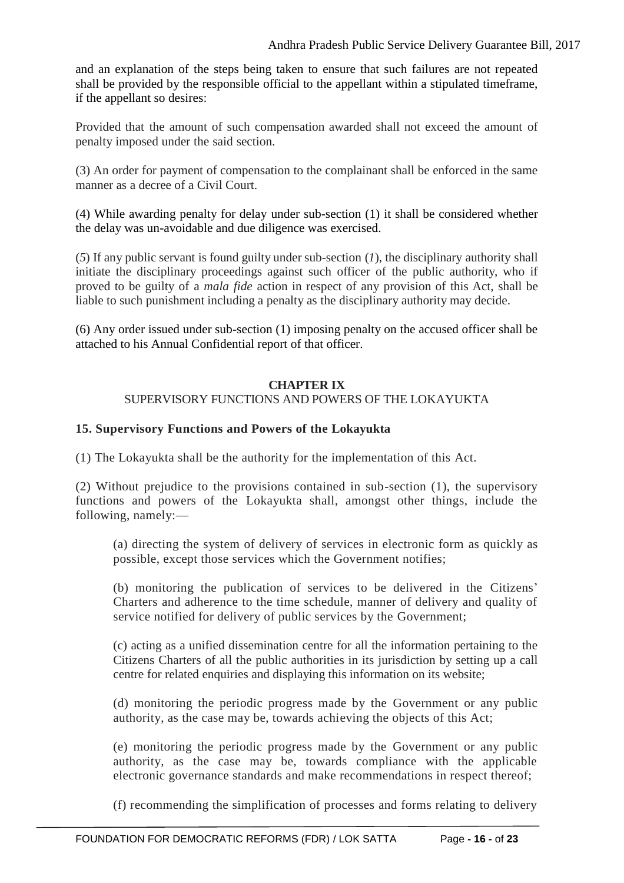and an explanation of the steps being taken to ensure that such failures are not repeated shall be provided by the responsible official to the appellant within a stipulated timeframe, if the appellant so desires:

Provided that the amount of such compensation awarded shall not exceed the amount of penalty imposed under the said section.

(3) An order for payment of compensation to the complainant shall be enforced in the same manner as a decree of a Civil Court.

(4) While awarding penalty for delay under sub-section (1) it shall be considered whether the delay was un-avoidable and due diligence was exercised.

(*5*) If any public servant is found guilty under sub-section (*1*), the disciplinary authority shall initiate the disciplinary proceedings against such officer of the public authority, who if proved to be guilty of a *mala fide* action in respect of any provision of this Act, shall be liable to such punishment including a penalty as the disciplinary authority may decide.

(6) Any order issued under sub-section (1) imposing penalty on the accused officer shall be attached to his Annual Confidential report of that officer.

## CHAPTER IX

SUPERVISORY FUNCTIONS AND POWERS OF THE LOKAYUKTA

### 15. Supervisory Functions and Powers of the Lokayukta

(1) The Lokayukta shall be the authority for the implementation of this Act.

(2) Without prejudice to the provisions contained in sub-section (1), the supervisory functions and powers of the Lokayukta shall, amongst other things, include the following, namely:—

(a) directing the system of delivery of services in electronic form as quickly as possible, except those services which the Government notifies;

(b) monitoring the publication of services to be delivered in the Citizens' Charters and adherence to the time schedule, manner of delivery and quality of service notified for delivery of public services by the Government;

(c) acting as a unified dissemination centre for all the information pertaining to the Citizens Charters of all the public authorities in its jurisdiction by setting up a call centre for related enquiries and displaying this information on its website;

(d) monitoring the periodic progress made by the Government or any public authority, as the case may be, towards achieving the objects of this Act;

(e) monitoring the periodic progress made by the Government or any public authority, as the case may be, towards compliance with the applicable electronic governance standards and make recommendations in respect thereof;

(f) recommending the simplification of processes and forms relating to delivery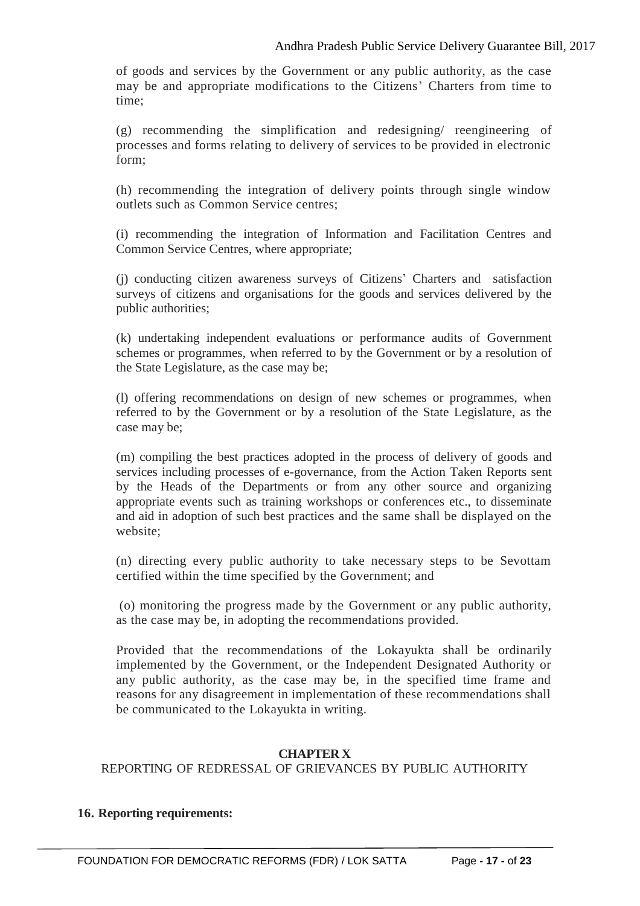of goods and services by the Government or any public authority, as the case may be and appropriate modifications to the Citizens' Charters from time to time;

(g) recommending the simplification and redesigning/ reengineering of processes and forms relating to delivery of services to be provided in electronic form;

(h) recommending the integration of delivery points through single window outlets such as Common Service centres;

(i) recommending the integration of Information and Facilitation Centres and Common Service Centres, where appropriate;

(j) conducting citizen awareness surveys of Citizens' Charters and satisfaction surveys of citizens and organisations for the goods and services delivered by the public authorities;

(k) undertaking independent evaluations or performance audits of Government schemes or programmes, when referred to by the Government or by a resolution of the State Legislature, as the case may be;

(l) offering recommendations on design of new schemes or programmes, when referred to by the Government or by a resolution of the State Legislature, as the case may be;

(m) compiling the best practices adopted in the process of delivery of goods and services including processes of e-governance, from the Action Taken Reports sent by the Heads of the Departments or from any other source and organizing appropriate events such as training workshops or conferences etc., to disseminate and aid in adoption of such best practices and the same shall be displayed on the website;

(n) directing every public authority to take necessary steps to be Sevottam certified within the time specified by the Government; and

(o) monitoring the progress made by the Government or any public authority, as the case may be, in adopting the recommendations provided.

Provided that the recommendations of the Lokayukta shall be ordinarily implemented by the Government, or the Independent Designated Authority or any public authority, as the case may be, in the specified time frame and reasons for any disagreement in implementation of these recommendations shall be communicated to the Lokayukta in writing.

## CHAPTER X

## REPORTING OF REDRESSAL OF GRIEVANCES BY PUBLIC AUTHORITY

**16. Reporting requirements:**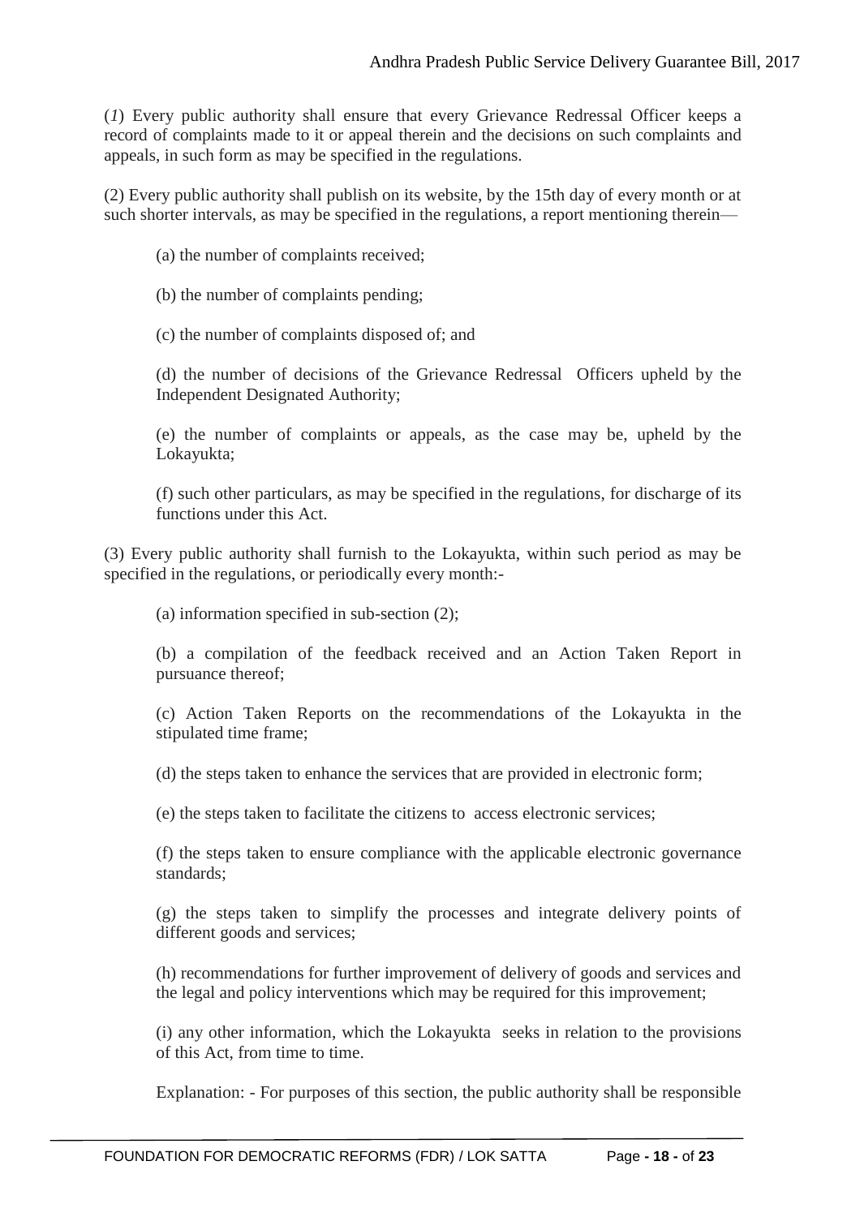(*1*) Every public authority shall ensure that every Grievance Redressal Officer keeps a record of complaints made to it or appeal therein and the decisions on such complaints and appeals, in such form as may be specified in the regulations.

(2) Every public authority shall publish on its website, by the 15th day of every month or at such shorter intervals, as may be specified in the regulations, a report mentioning therein—

(a) the number of complaints received;

(b) the number of complaints pending;

(c) the number of complaints disposed of; and

(d) the number of decisions of the Grievance Redressal Officers upheld by the Independent Designated Authority;

(e) the number of complaints or appeals, as the case may be, upheld by the Lokayukta;

(f) such other particulars, as may be specified in the regulations, for discharge of its functions under this Act.

(3) Every public authority shall furnish to the Lokayukta, within such period as may be specified in the regulations, or periodically every month:-

(a) information specified in sub-section (2);

(b) a compilation of the feedback received and an Action Taken Report in pursuance thereof;

(c) Action Taken Reports on the recommendations of the Lokayukta in the stipulated time frame;

(d) the steps taken to enhance the services that are provided in electronic form;

(e) the steps taken to facilitate the citizens to access electronic services;

(f) the steps taken to ensure compliance with the applicable electronic governance standards;

(g) the steps taken to simplify the processes and integrate delivery points of different goods and services;

(h) recommendations for further improvement of delivery of goods and services and the legal and policy interventions which may be required for this improvement;

(i) any other information, which the Lokayukta seeks in relation to the provisions of this Act, from time to time.

Explanation: - For purposes of this section, the public authority shall be responsible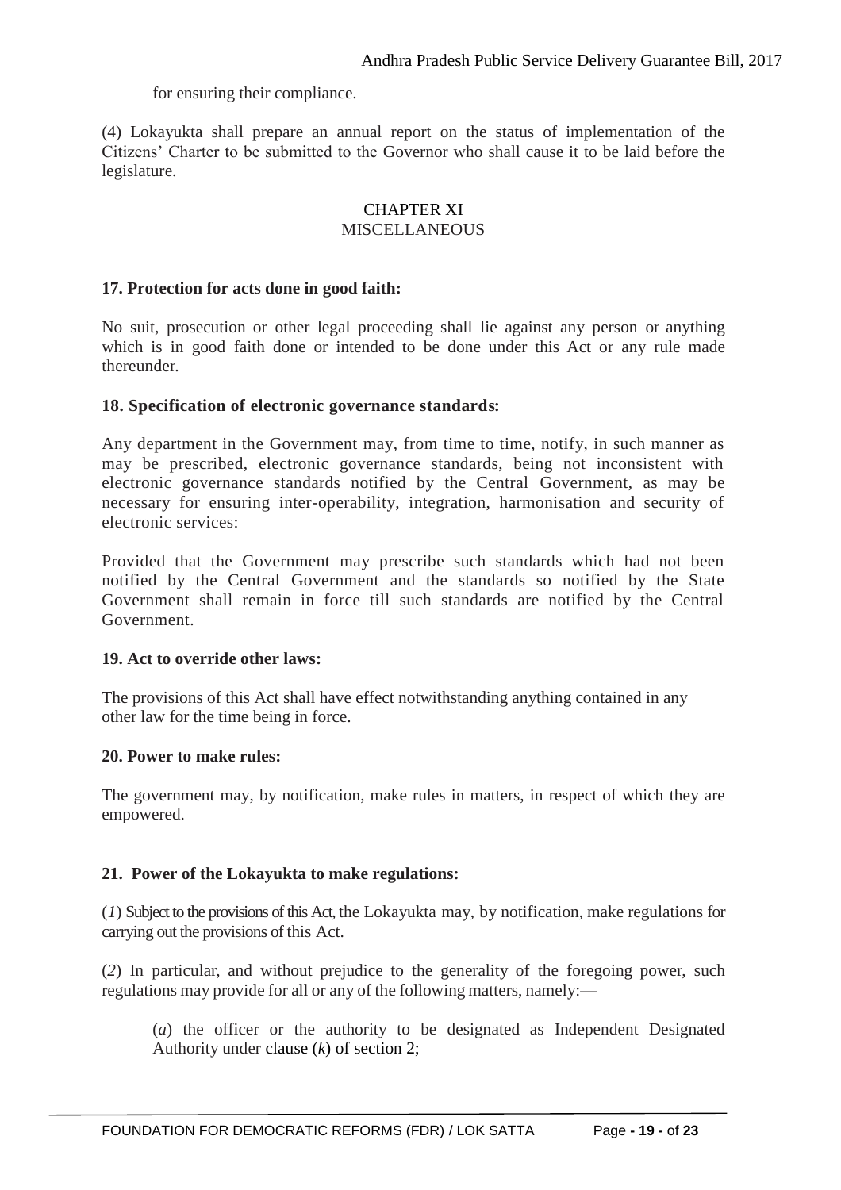for ensuring their compliance.

(4) Lokayukta shall prepare an annual report on the status of implementation of the Citizens' Charter to be submitted to the Governor who shall cause it to be laid before the legislature.

## CHAPTER XI
## MISCELLANEOUS

**17. Protection for acts done in good faith:**

No suit, prosecution or other legal proceeding shall lie against any person or anything which is in good faith done or intended to be done under this Act or any rule made thereunder.

**18. Specification of electronic governance standards:**

Any department in the Government may, from time to time, notify, in such manner as may be prescribed, electronic governance standards, being not inconsistent with electronic governance standards notified by the Central Government, as may be necessary for ensuring inter-operability, integration, harmonisation and security of electronic services:

Provided that the Government may prescribe such standards which had not been notified by the Central Government and the standards so notified by the State Government shall remain in force till such standards are notified by the Central Government.

**19. Act to override other laws:**

The provisions of this Act shall have effect notwithstanding anything contained in any other law for the time being in force.

**20. Power to make rules:**

The government may, by notification, make rules in matters, in respect of which they are empowered.

**21. Power of the Lokayukta to make regulations:**

(*1*) Subject to the provisions of this Act, the Lokayukta may, by notification, make regulations for carrying out the provisions of this Act.

(*2*) In particular, and without prejudice to the generality of the foregoing power, such regulations may provide for all or any of the following matters, namely:—

(*a*) the officer or the authority to be designated as Independent Designated Authority under clause (*k*) of section 2;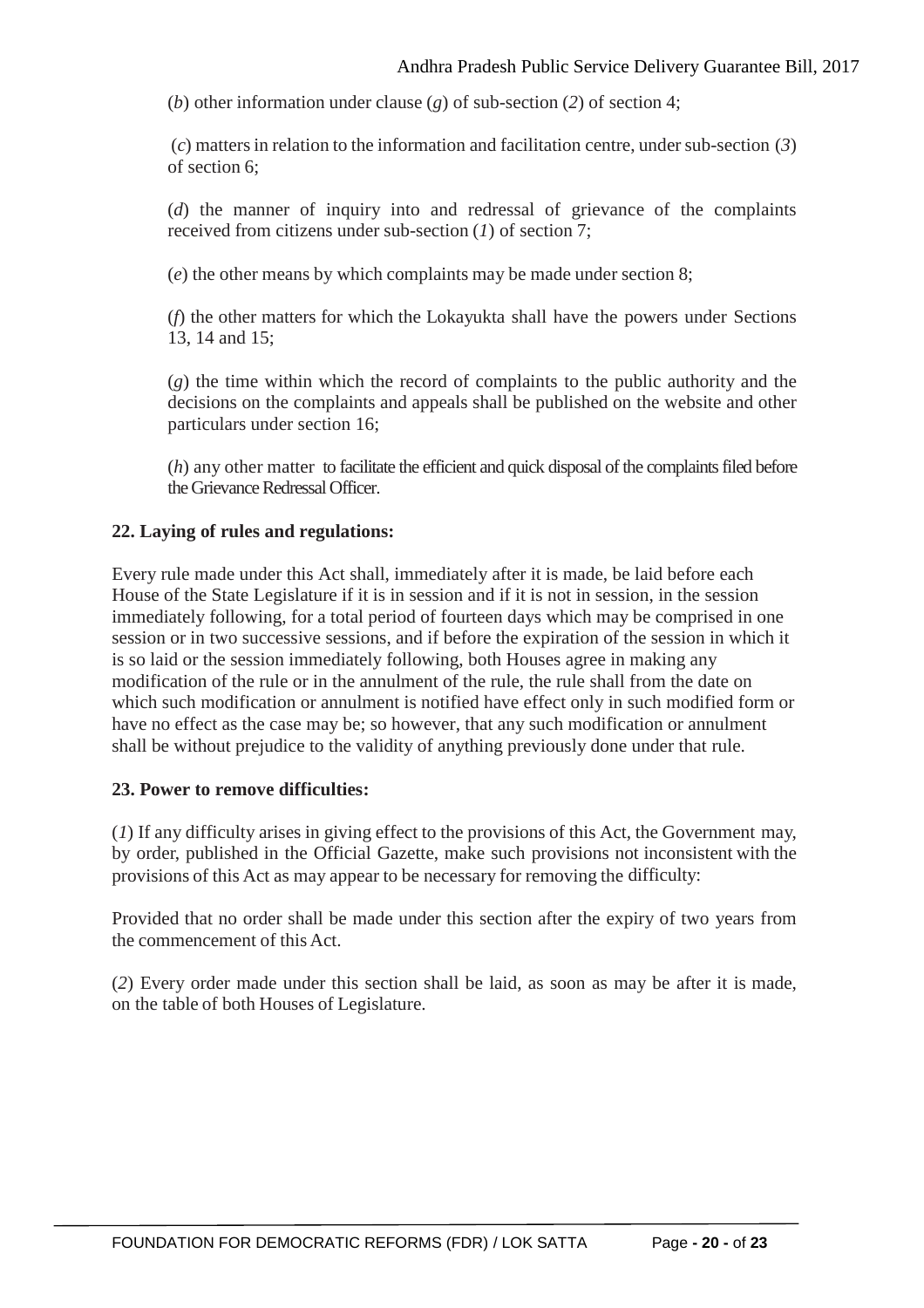(*b*) other information under clause (*g*) of sub-section (*2*) of section 4;

(*c*) matters in relation to the information and facilitation centre, under sub-section (*3*) of section 6;

(*d*) the manner of inquiry into and redressal of grievance of the complaints received from citizens under sub-section (*1*) of section 7;

(*e*) the other means by which complaints may be made under section 8;

(*f*) the other matters for which the Lokayukta shall have the powers under Sections 13, 14 and 15;

(*g*) the time within which the record of complaints to the public authority and the decisions on the complaints and appeals shall be published on the website and other particulars under section 16;

(*h*) any other matter to facilitate the efficient and quick disposal of the complaints filed before the Grievance Redressal Officer.

**22. Laying of rules and regulations:**

Every rule made under this Act shall, immediately after it is made, be laid before each House of the State Legislature if it is in session and if it is not in session, in the session immediately following, for a total period of fourteen days which may be comprised in one session or in two successive sessions, and if before the expiration of the session in which it is so laid or the session immediately following, both Houses agree in making any modification of the rule or in the annulment of the rule, the rule shall from the date on which such modification or annulment is notified have effect only in such modified form or have no effect as the case may be; so however, that any such modification or annulment shall be without prejudice to the validity of anything previously done under that rule.

**23. Power to remove difficulties:**

(*1*) If any difficulty arises in giving effect to the provisions of this Act, the Government may, by order, published in the Official Gazette, make such provisions not inconsistent with the provisions of this Act as may appear to be necessary for removing the difficulty:

Provided that no order shall be made under this section after the expiry of two years from the commencement of this Act.

(*2*) Every order made under this section shall be laid, as soon as may be after it is made, on the table of both Houses of Legislature.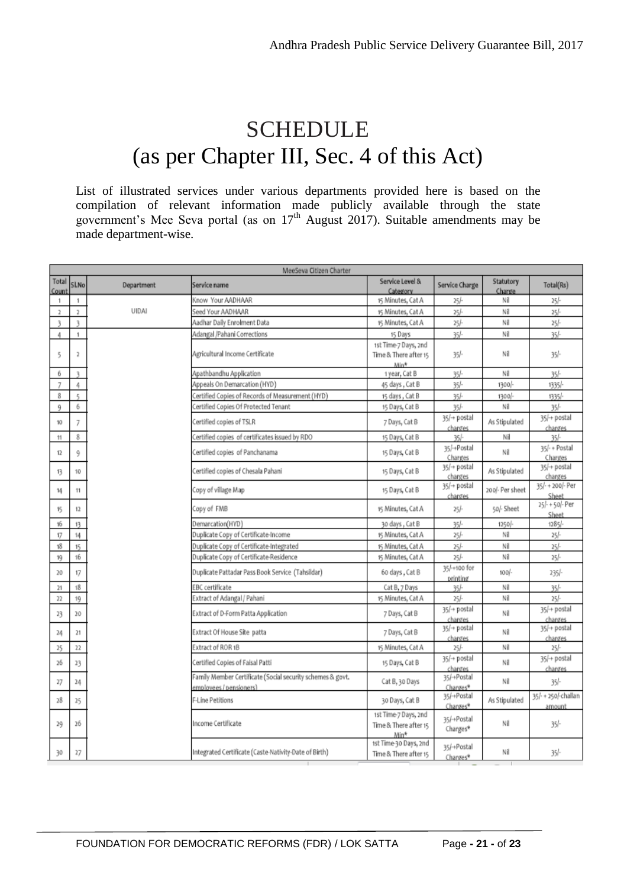# SCHEDULE
# (as per Chapter III, Sec. 4 of this Act)

List of illustrated services under various departments provided here is based on the compilation of relevant information made publicly available through the state government's Mee Seva portal (as on 17th August 2017). Suitable amendments may be made department-wise.

| MeeSeva Citizen Charter | | | | | | | |
|---|---|---|---|---|---|---|---|
| Total Count | Sl.No | Department | Service name | Service Level & Category | Service Charge | Statutory Charge | Total(Rs) |
| 1 | 1 | UIDAI | Know Your AADHAAR | 15 Minutes, Cat A | 25/- | Nil | 25/- |
| 2 | 2 | | Seed Your AADHAAR | 15 Minutes, Cat A | 25/- | Nil | 25/- |
| 3 | 3 | | Aadhar Daily Enrolment Data | 15 Minutes, Cat A | 25/- | Nil | 25/- |
| 4 | 1 | | Adangal /Pahani Corrections | 15 Days | 35/- | Nil | 35/- |
| 5 | 2 | | Agricultural Income Certificate | 1st Time-7 Days, 2nd Time & There after 15 Min* | 35/- | Nil | 35/- |
| 6 | 3 | | Apathbandhu Application | 1 year, Cat B | 35/- | Nil | 35/- |
| 7 | 4 | | Appeals On Demarcation (HYD) | 45 days , Cat B | 35/- | 1300/- | 1335/- |
| 8 | 5 | | Certified Copies of Records of Measurement (HYD) | 15 days , Cat B | 35/- | 1300/- | 1335/- |
| 9 | 6 | | Certified Copies Of Protected Tenant | 15 Days, Cat B | 35/- | Nil | 35/- |
| 10 | 7 | | Certified copies of TSLR | 7 Days, Cat B | 35/-+ postal charges | As Stipulated | 35/-+ postal charges |
| 11 | 8 | | Certified copies of certificates issued by RDO | 15 Days, Cat B | 35/- | Nil | 35/- |
| 12 | 9 | | Certified copies of Panchanama | 15 Days, Cat B | 35/-+Postal Charges | Nil | 35/- + Postal Charges |
| 13 | 10 | | Certified copies of Chesala Pahani | 15 Days, Cat B | 35/-+ postal charges | As Stipulated | 35/-+ postal charges |
| 14 | 11 | | Copy of village Map | 15 Days, Cat B | 35/-+ postal charges | 200/- Per sheet | 35/- + 200/- Per Sheet |
| 15 | 12 | | Copy of FMB | 15 Minutes, Cat A | 25/- | 50/- Sheet | 25/- + 50/- Per Sheet |
| 16 | 13 | | Demarcation(HYD) | 30 days , Cat B | 35/- | 1250/- | 1285/- |
| 17 | 14 | | Duplicate Copy of Certificate-Income | 15 Minutes, Cat A | 25/- | Nil | 25/- |
| 18 | 15 | | Duplicate Copy of Certificate-Integrated | 15 Minutes, Cat A | 25/- | Nil | 25/- |
| 19 | 16 | | Duplicate Copy of Certificate-Residence | 15 Minutes, Cat A | 25/- | Nil | 25/- |
| 20 | 17 | | Duplicate Pattadar Pass Book Service (Tahsildar) | 60 days , Cat B | 35/-+100 for printing | 100/- | 235/- |
| 21 | 18 | | EBC certificate | Cat B, 7 Days | 35/- | Nil | 35/- |
| 22 | 19 | | Extract of Adangal / Pahani | 15 Minutes, Cat A | 25/- | Nil | 25/- |
| 23 | 20 | | Extract of D-Form Patta Application | 7 Days, Cat B | 35/-+ postal charges | Nil | 35/-+ postal charges |
| 24 | 21 | | Extract Of House Site patta | 7 Days, Cat B | 35/-+ postal charges | Nil | 35/-+ postal charges |
| 25 | 22 | | Extract of ROR 1B | 15 Minutes, Cat A | 25/- | Nil | 25/- |
| 26 | 23 | | Certified Copies of Faisal Patti | 15 Days, Cat B | 35/-+ postal charges | Nil | 35/-+ postal charges |
| 27 | 24 | | Family Member Certificate (Social security schemes & govt. employees / pensioners) | Cat B, 30 Days | 35/-+Postal Charges* | Nil | 35/- |
| 28 | 25 | | F-Line Petitions | 30 Days, Cat B | 35/-+Postal Charges* | As Stipulated | 35/- + 250/-challan amount |
| 29 | 26 | | Income Certificate | 1st Time-7 Days, 2nd Time & There after 15 Min* | 35/-+Postal Charges* | Nil | 35/- |
| 30 | 27 | | Integrated Certificate (Caste-Nativity-Date of Birth) | 1st Time-30 Days, 2nd Time & There after 15 | 35/-+Postal Charges* | Nil | 35/- |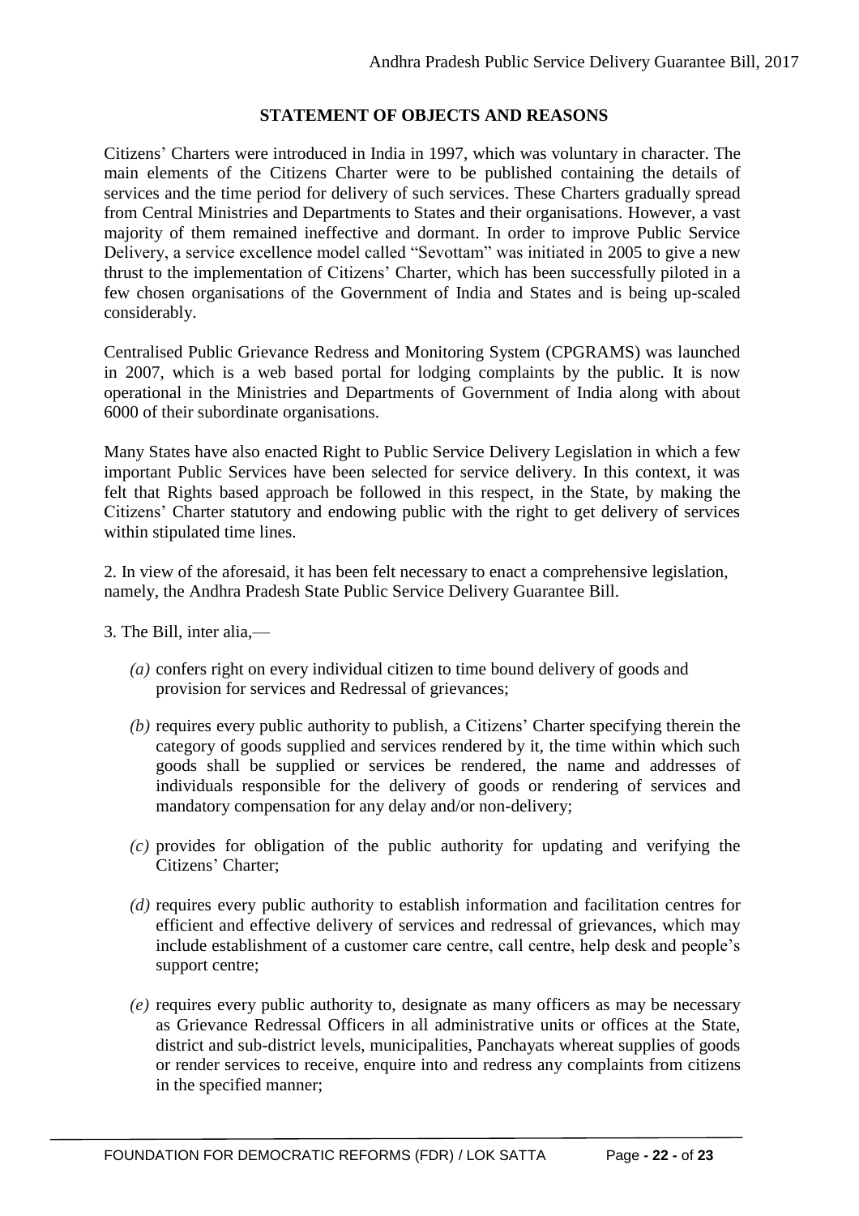## STATEMENT OF OBJECTS AND REASONS

Citizens' Charters were introduced in India in 1997, which was voluntary in character. The main elements of the Citizens Charter were to be published containing the details of services and the time period for delivery of such services. These Charters gradually spread from Central Ministries and Departments to States and their organisations. However, a vast majority of them remained ineffective and dormant. In order to improve Public Service Delivery, a service excellence model called "Sevottam" was initiated in 2005 to give a new thrust to the implementation of Citizens' Charter, which has been successfully piloted in a few chosen organisations of the Government of India and States and is being up-scaled considerably.

Centralised Public Grievance Redress and Monitoring System (CPGRAMS) was launched in 2007, which is a web based portal for lodging complaints by the public. It is now operational in the Ministries and Departments of Government of India along with about 6000 of their subordinate organisations.

Many States have also enacted Right to Public Service Delivery Legislation in which a few important Public Services have been selected for service delivery. In this context, it was felt that Rights based approach be followed in this respect, in the State, by making the Citizens' Charter statutory and endowing public with the right to get delivery of services within stipulated time lines.

2. In view of the aforesaid, it has been felt necessary to enact a comprehensive legislation, namely, the Andhra Pradesh State Public Service Delivery Guarantee Bill.

3. The Bill, inter alia,—

- *(a)* confers right on every individual citizen to time bound delivery of goods and provision for services and Redressal of grievances;
- *(b)* requires every public authority to publish, a Citizens' Charter specifying therein the category of goods supplied and services rendered by it, the time within which such goods shall be supplied or services be rendered, the name and addresses of individuals responsible for the delivery of goods or rendering of services and mandatory compensation for any delay and/or non-delivery;
- *(c)* provides for obligation of the public authority for updating and verifying the Citizens' Charter;
- *(d)* requires every public authority to establish information and facilitation centres for efficient and effective delivery of services and redressal of grievances, which may include establishment of a customer care centre, call centre, help desk and people's support centre;
- *(e)* requires every public authority to, designate as many officers as may be necessary as Grievance Redressal Officers in all administrative units or offices at the State, district and sub-district levels, municipalities, Panchayats whereat supplies of goods or render services to receive, enquire into and redress any complaints from citizens in the specified manner;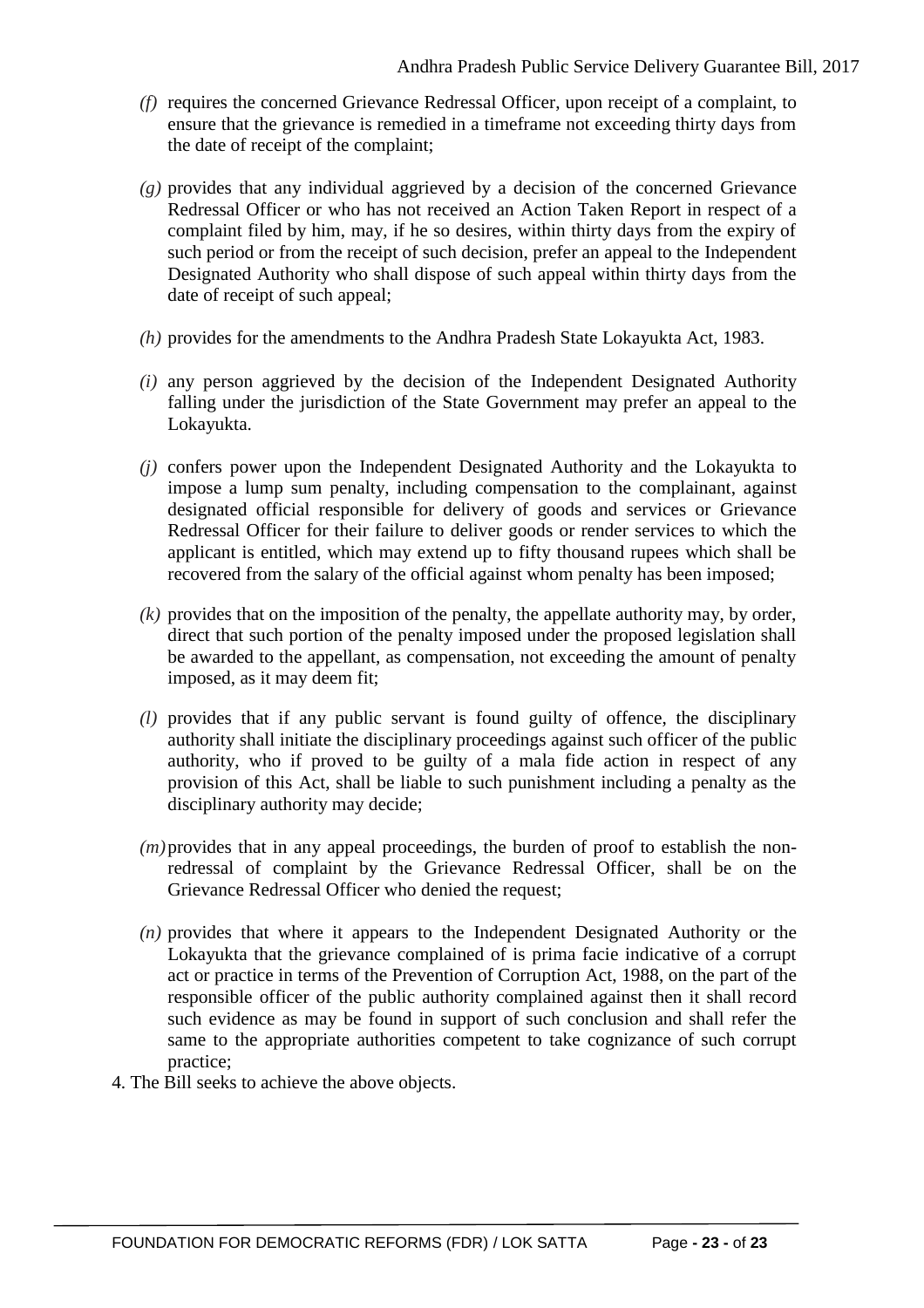*(f)* requires the concerned Grievance Redressal Officer, upon receipt of a complaint, to ensure that the grievance is remedied in a timeframe not exceeding thirty days from the date of receipt of the complaint;

*(g)* provides that any individual aggrieved by a decision of the concerned Grievance Redressal Officer or who has not received an Action Taken Report in respect of a complaint filed by him, may, if he so desires, within thirty days from the expiry of such period or from the receipt of such decision, prefer an appeal to the Independent Designated Authority who shall dispose of such appeal within thirty days from the date of receipt of such appeal;

*(h)* provides for the amendments to the Andhra Pradesh State Lokayukta Act, 1983.

*(i)* any person aggrieved by the decision of the Independent Designated Authority falling under the jurisdiction of the State Government may prefer an appeal to the Lokayukta.

*(j)* confers power upon the Independent Designated Authority and the Lokayukta to impose a lump sum penalty, including compensation to the complainant, against designated official responsible for delivery of goods and services or Grievance Redressal Officer for their failure to deliver goods or render services to which the applicant is entitled, which may extend up to fifty thousand rupees which shall be recovered from the salary of the official against whom penalty has been imposed;

*(k)* provides that on the imposition of the penalty, the appellate authority may, by order, direct that such portion of the penalty imposed under the proposed legislation shall be awarded to the appellant, as compensation, not exceeding the amount of penalty imposed, as it may deem fit;

*(l)* provides that if any public servant is found guilty of offence, the disciplinary authority shall initiate the disciplinary proceedings against such officer of the public authority, who if proved to be guilty of a mala fide action in respect of any provision of this Act, shall be liable to such punishment including a penalty as the disciplinary authority may decide;

*(m)* provides that in any appeal proceedings, the burden of proof to establish the non-redressal of complaint by the Grievance Redressal Officer, shall be on the Grievance Redressal Officer who denied the request;

*(n)* provides that where it appears to the Independent Designated Authority or the Lokayukta that the grievance complained of is prima facie indicative of a corrupt act or practice in terms of the Prevention of Corruption Act, 1988, on the part of the responsible officer of the public authority complained against then it shall record such evidence as may be found in support of such conclusion and shall refer the same to the appropriate authorities competent to take cognizance of such corrupt practice;

4. The Bill seeks to achieve the above objects.